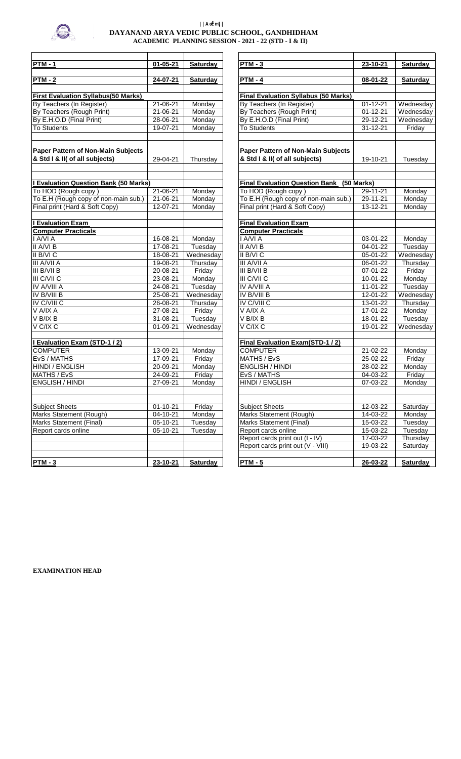||ओ३म्||

# DAYANAND ARYA VEDIC PUBLIC SCHOOL, GANDHIDHAM

## ACADEMIC PLANNING SESSION - 2021 - 22 (STD - I & II)

| | | |
|---|---|---|
| **PTM - 1** | **01-05-21** | **Saturday** |
| **PTM - 2** | **24-07-21** | **Saturday** |
| **First Evaluation Syllabus(50 Marks)** | | |
| By Teachers (In Register) | 21-06-21 | Monday |
| By Teachers (Rough Print) | 21-06-21 | Monday |
| By E.H.O.D (Final Print) | 28-06-21 | Monday |
| To Students | 19-07-21 | Monday |
| **Paper Pattern of Non-Main Subjects & Std I & II( of all subjects)** | 29-04-21 | Thursday |
| **I Evaluation Question Bank (50 Marks)** | | |
| To HOD (Rough copy ) | 21-06-21 | Monday |
| To E.H (Rough copy of non-main sub.) | 21-06-21 | Monday |
| Final print (Hard & Soft Copy) | 12-07-21 | Monday |
| **I Evaluation Exam** | | |
| **Computer Practicals** | | |
| I A/VI A | 16-08-21 | Monday |
| II A/VI B | 17-08-21 | Tuesday |
| II B/VI C | 18-08-21 | Wednesday |
| III A/VII A | 19-08-21 | Thursday |
| III B/VII B | 20-08-21 | Friday |
| III C/VII C | 23-08-21 | Monday |
| IV A/VIII A | 24-08-21 | Tuesday |
| IV B/VIII B | 25-08-21 | Wednesday |
| IV C/VIII C | 26-08-21 | Thursday |
| V A/IX A | 27-08-21 | Friday |
| V B/IX B | 31-08-21 | Tuesday |
| V C/IX C | 01-09-21 | Wednesday |
| **I Evaluation Exam (STD-1 / 2)** | | |
| COMPUTER | 13-09-21 | Monday |
| EvS / MATHS | 17-09-21 | Friday |
| HINDI / ENGLISH | 20-09-21 | Monday |
| MATHS / EvS | 24-09-21 | Friday |
| ENGLISH / HINDI | 27-09-21 | Monday |
| Subject Sheets | 01-10-21 | Friday |
| Marks Statement (Rough) | 04-10-21 | Monday |
| Marks Statement (Final) | 05-10-21 | Tuesday |
| Report cards online | 05-10-21 | Tuesday |
| **PTM - 3** | **23-10-21** | **Saturday** |

| | | |
|---|---|---|
| **PTM - 3** | **23-10-21** | **Saturday** |
| **PTM - 4** | **08-01-22** | **Saturday** |
| **Final Evaluation Syllabus (50 Marks)** | | |
| By Teachers (In Register) | 01-12-21 | Wednesday |
| By Teachers (Rough Print) | 01-12-21 | Wednesday |
| By E.H.O.D (Final Print) | 29-12-21 | Wednesday |
| To Students | 31-12-21 | Friday |
| **Paper Pattern of Non-Main Subjects & Std I & II( of all subjects)** | 19-10-21 | Tuesday |
| **Final Evaluation Question Bank (50 Marks)** | | |
| To HOD (Rough copy ) | 29-11-21 | Monday |
| To E.H (Rough copy of non-main sub.) | 29-11-21 | Monday |
| Final print (Hard & Soft Copy) | 13-12-21 | Monday |
| **Final Evaluation Exam** | | |
| **Computer Practicals** | | |
| I A/VI A | 03-01-22 | Monday |
| II A/VI B | 04-01-22 | Tuesday |
| II B/VI C | 05-01-22 | Wednesday |
| III A/VII A | 06-01-22 | Thursday |
| III B/VII B | 07-01-22 | Friday |
| III C/VII C | 10-01-22 | Monday |
| IV A/VIII A | 11-01-22 | Tuesday |
| IV B/VIII B | 12-01-22 | Wednesday |
| IV C/VIII C | 13-01-22 | Thursday |
| V A/IX A | 17-01-22 | Monday |
| V B/IX B | 18-01-22 | Tuesday |
| V C/IX C | 19-01-22 | Wednesday |
| **Final Evaluation Exam(STD-1 / 2)** | | |
| COMPUTER | 21-02-22 | Monday |
| MATHS / EvS | 25-02-22 | Friday |
| ENGLISH / HINDI | 28-02-22 | Monday |
| EvS / MATHS | 04-03-22 | Friday |
| HINDI / ENGLISH | 07-03-22 | Monday |
| Subject Sheets | 12-03-22 | Saturday |
| Marks Statement (Rough) | 14-03-22 | Monday |
| Marks Statement (Final) | 15-03-22 | Tuesday |
| Report cards online | 15-03-22 | Tuesday |
| Report cards print out (I - IV) | 17-03-22 | Thursday |
| Report cards print out (V - VIII) | 19-03-22 | Saturday |
| **PTM - 5** | **26-03-22** | **Saturday** |

**EXAMINATION HEAD**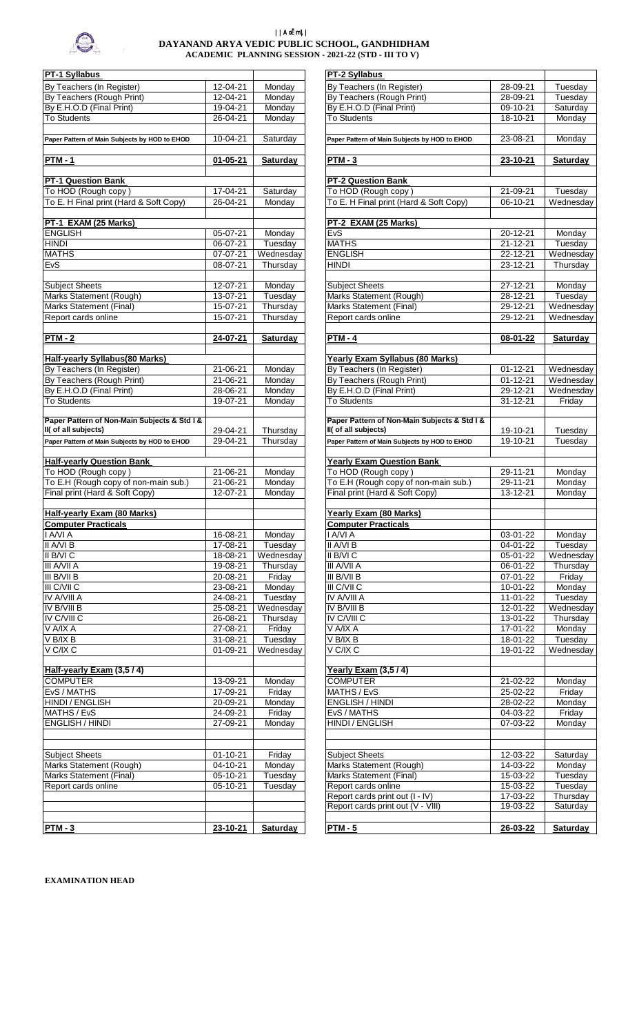||ॐ||

# DAYANAND ARYA VEDIC PUBLIC SCHOOL, GANDHIDHAM

## ACADEMIC PLANNING SESSION - 2021-22 (STD - III TO V)

| **PT-1 Syllabus** | | |
|---|---|---|
| By Teachers (In Register) | 12-04-21 | Monday |
| By Teachers (Rough Print) | 12-04-21 | Monday |
| By E.H.O.D (Final Print) | 19-04-21 | Monday |
| To Students | 26-04-21 | Monday |
| | | |
| Paper Pattern of Main Subjects by HOD to EHOD | 10-04-21 | Saturday |
| | | |
| **PTM - 1** | **01-05-21** | **Saturday** |
| | | |
| **PT-1 Question Bank** | | |
| To HOD (Rough copy ) | 17-04-21 | Saturday |
| To E. H Final print (Hard & Soft Copy) | 26-04-21 | Monday |
| | | |
| **PT-1 EXAM (25 Marks)** | | |
| ENGLISH | 05-07-21 | Monday |
| HINDI | 06-07-21 | Tuesday |
| MATHS | 07-07-21 | Wednesday |
| EvS | 08-07-21 | Thursday |
| | | |
| Subject Sheets | 12-07-21 | Monday |
| Marks Statement (Rough) | 13-07-21 | Tuesday |
| Marks Statement (Final) | 15-07-21 | Thursday |
| Report cards online | 15-07-21 | Thursday |
| | | |
| **PTM - 2** | **24-07-21** | **Saturday** |
| | | |
| **Half-yearly Syllabus(80 Marks)** | | |
| By Teachers (In Register) | 21-06-21 | Monday |
| By Teachers (Rough Print) | 21-06-21 | Monday |
| By E.H.O.D (Final Print) | 28-06-21 | Monday |
| To Students | 19-07-21 | Monday |
| | | |
| **Paper Pattern of Non-Main Subjects & Std I & II( of all subjects)** | 29-04-21 | Thursday |
| **Paper Pattern of Main Subjects by HOD to EHOD** | 29-04-21 | Thursday |
| | | |
| **Half-yearly Question Bank** | | |
| To HOD (Rough copy ) | 21-06-21 | Monday |
| To E.H (Rough copy of non-main sub.) | 21-06-21 | Monday |
| Final print (Hard & Soft Copy) | 12-07-21 | Monday |
| | | |
| **Half-yearly Exam (80 Marks)** | | |
| **Computer Practicals** | | |
| I A/VI A | 16-08-21 | Monday |
| II A/VI B | 17-08-21 | Tuesday |
| II B/VI C | 18-08-21 | Wednesday |
| III A/VII A | 19-08-21 | Thursday |
| III B/VII B | 20-08-21 | Friday |
| III C/VII C | 23-08-21 | Monday |
| IV A/VIII A | 24-08-21 | Tuesday |
| IV B/VIII B | 25-08-21 | Wednesday |
| IV C/VIII C | 26-08-21 | Thursday |
| V A/IX A | 27-08-21 | Friday |
| V B/IX B | 31-08-21 | Tuesday |
| V C/IX C | 01-09-21 | Wednesday |
| | | |
| **Half-yearly Exam (3,5 / 4)** | | |
| COMPUTER | 13-09-21 | Monday |
| EvS / MATHS | 17-09-21 | Friday |
| HINDI / ENGLISH | 20-09-21 | Monday |
| MATHS / EvS | 24-09-21 | Friday |
| ENGLISH / HINDI | 27-09-21 | Monday |
| | | |
| Subject Sheets | 01-10-21 | Friday |
| Marks Statement (Rough) | 04-10-21 | Monday |
| Marks Statement (Final) | 05-10-21 | Tuesday |
| Report cards online | 05-10-21 | Tuesday |
| | | |
| **PTM - 3** | **23-10-21** | **Saturday** |

| **PT-2 Syllabus** | | |
|---|---|---|
| By Teachers (In Register) | 28-09-21 | Tuesday |
| By Teachers (Rough Print) | 28-09-21 | Tuesday |
| By E.H.O.D (Final Print) | 09-10-21 | Saturday |
| To Students | 18-10-21 | Monday |
| | | |
| Paper Pattern of Main Subjects by HOD to EHOD | 23-08-21 | Monday |
| | | |
| **PTM - 3** | **23-10-21** | **Saturday** |
| | | |
| **PT-2 Question Bank** | | |
| To HOD (Rough copy ) | 21-09-21 | Tuesday |
| To E. H Final print (Hard & Soft Copy) | 06-10-21 | Wednesday |
| | | |
| **PT-2 EXAM (25 Marks)** | | |
| EvS | 20-12-21 | Monday |
| MATHS | 21-12-21 | Tuesday |
| ENGLISH | 22-12-21 | Wednesday |
| HINDI | 23-12-21 | Thursday |
| | | |
| Subject Sheets | 27-12-21 | Monday |
| Marks Statement (Rough) | 28-12-21 | Tuesday |
| Marks Statement (Final) | 29-12-21 | Wednesday |
| Report cards online | 29-12-21 | Wednesday |
| | | |
| **PTM - 4** | **08-01-22** | **Saturday** |
| | | |
| **Yearly Exam Syllabus (80 Marks)** | | |
| By Teachers (In Register) | 01-12-21 | Wednesday |
| By Teachers (Rough Print) | 01-12-21 | Wednesday |
| By E.H.O.D (Final Print) | 29-12-21 | Wednesday |
| To Students | 31-12-21 | Friday |
| | | |
| **Paper Pattern of Non-Main Subjects & Std I & II( of all subjects)** | 19-10-21 | Tuesday |
| **Paper Pattern of Main Subjects by HOD to EHOD** | 19-10-21 | Tuesday |
| | | |
| **Yearly Exam Question Bank** | | |
| To HOD (Rough copy ) | 29-11-21 | Monday |
| To E.H (Rough copy of non-main sub.) | 29-11-21 | Monday |
| Final print (Hard & Soft Copy) | 13-12-21 | Monday |
| | | |
| **Yearly Exam (80 Marks)** | | |
| **Computer Practicals** | | |
| I A/VI A | 03-01-22 | Monday |
| II A/VI B | 04-01-22 | Tuesday |
| II B/VI C | 05-01-22 | Wednesday |
| III A/VII A | 06-01-22 | Thursday |
| III B/VII B | 07-01-22 | Friday |
| III C/VII C | 10-01-22 | Monday |
| IV A/VIII A | 11-01-22 | Tuesday |
| IV B/VIII B | 12-01-22 | Wednesday |
| IV C/VIII C | 13-01-22 | Thursday |
| V A/IX A | 17-01-22 | Monday |
| V B/IX B | 18-01-22 | Tuesday |
| V C/IX C | 19-01-22 | Wednesday |
| | | |
| **Yearly Exam (3,5 / 4)** | | |
| COMPUTER | 21-02-22 | Monday |
| MATHS / EvS | 25-02-22 | Friday |
| ENGLISH / HINDI | 28-02-22 | Monday |
| EvS / MATHS | 04-03-22 | Friday |
| HINDI / ENGLISH | 07-03-22 | Monday |
| | | |
| Subject Sheets | 12-03-22 | Saturday |
| Marks Statement (Rough) | 14-03-22 | Monday |
| Marks Statement (Final) | 15-03-22 | Tuesday |
| Report cards online | 15-03-22 | Tuesday |
| Report cards print out (I - IV) | 17-03-22 | Thursday |
| Report cards print out (V - VIII) | 19-03-22 | Saturday |
| | | |
| **PTM - 5** | **26-03-22** | **Saturday** |

**EXAMINATION HEAD**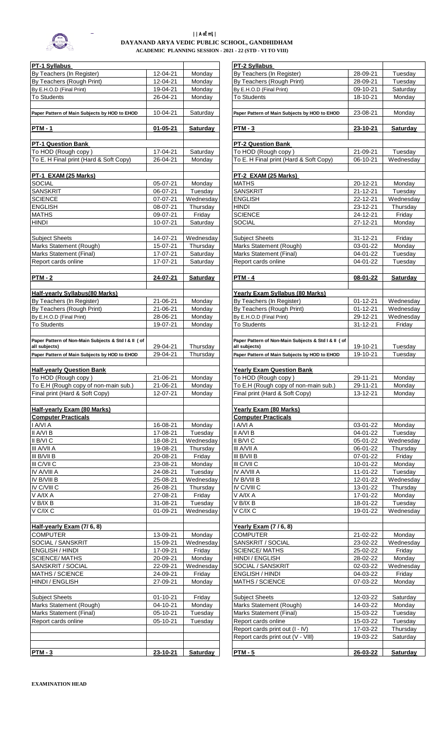|| ॐ ||

# DAYANAND ARYA VEDIC PUBLIC SCHOOL, GANDHIDHAM

## ACADEMIC PLANNING SESSION - 2021 - 22 (STD - VI TO VIII)

| **PT-1 Syllabus** | | | | **PT-2 Syllabus** | | |
|---|---|---|---|---|---|---|
| By Teachers (In Register) | 12-04-21 | Monday | | By Teachers (In Register) | 28-09-21 | Tuesday |
| By Teachers (Rough Print) | 12-04-21 | Monday | | By Teachers (Rough Print) | 28-09-21 | Tuesday |
| By E.H.O.D (Final Print) | 19-04-21 | Monday | | By E.H.O.D (Final Print) | 09-10-21 | Saturday |
| To Students | 26-04-21 | Monday | | To Students | 18-10-21 | Monday |
| | | | | | | |
| **Paper Pattern of Main Subjects by HOD to EHOD** | 10-04-21 | Saturday | | **Paper Pattern of Main Subjects by HOD to EHOD** | 23-08-21 | Monday |
| | | | | | | |
| **PTM - 1** | **01-05-21** | **Saturday** | | **PTM - 3** | **23-10-21** | **Saturday** |
| | | | | | | |
| **PT-1 Question Bank** | | | | **PT-2 Question Bank** | | |
| To HOD (Rough copy ) | 17-04-21 | Saturday | | To HOD (Rough copy ) | 21-09-21 | Tuesday |
| To E. H Final print (Hard & Soft Copy) | 26-04-21 | Monday | | To E. H Final print (Hard & Soft Copy) | 06-10-21 | Wednesday |
| | | | | | | |
| **PT-1 EXAM (25 Marks)** | | | | **PT-2 EXAM (25 Marks)** | | |
| SOCIAL | 05-07-21 | Monday | | MATHS | 20-12-21 | Monday |
| SANSKRIT | 06-07-21 | Tuesday | | SANSKRIT | 21-12-21 | Tuesday |
| SCIENCE | 07-07-21 | Wednesday | | ENGLISH | 22-12-21 | Wednesday |
| ENGLISH | 08-07-21 | Thursday | | HINDI | 23-12-21 | Thursday |
| MATHS | 09-07-21 | Friday | | SCIENCE | 24-12-21 | Friday |
| HINDI | 10-07-21 | Saturday | | SOCIAL | 27-12-21 | Monday |
| | | | | | | |
| Subject Sheets | 14-07-21 | Wednesday | | Subject Sheets | 31-12-21 | Friday |
| Marks Statement (Rough) | 15-07-21 | Thursday | | Marks Statement (Rough) | 03-01-22 | Monday |
| Marks Statement (Final) | 17-07-21 | Saturday | | Marks Statement (Final) | 04-01-22 | Tuesday |
| Report cards online | 17-07-21 | Saturday | | Report cards online | 04-01-22 | Tuesday |
| | | | | | | |
| **PTM - 2** | **24-07-21** | **Saturday** | | **PTM - 4** | **08-01-22** | **Saturday** |
| | | | | | | |
| **Half-yearly Syllabus(80 Marks)** | | | | **Yearly Exam Syllabus (80 Marks)** | | |
| By Teachers (In Register) | 21-06-21 | Monday | | By Teachers (In Register) | 01-12-21 | Wednesday |
| By Teachers (Rough Print) | 21-06-21 | Monday | | By Teachers (Rough Print) | 01-12-21 | Wednesday |
| By E.H.O.D (Final Print) | 28-06-21 | Monday | | By E.H.O.D (Final Print) | 29-12-21 | Wednesday |
| To Students | 19-07-21 | Monday | | To Students | 31-12-21 | Friday |
| | | | | | | |
| **Paper Pattern of Non-Main Subjects & Std I & II ( of all subjects)** | 29-04-21 | Thursday | | **Paper Pattern of Non-Main Subjects & Std I & II ( of all subjects)** | 19-10-21 | Tuesday |
| **Paper Pattern of Main Subjects by HOD to EHOD** | 29-04-21 | Thursday | | **Paper Pattern of Main Subjects by HOD to EHOD** | 19-10-21 | Tuesday |
| | | | | | | |
| **Half-yearly Question Bank** | | | | **Yearly Exam Question Bank** | | |
| To HOD (Rough copy ) | 21-06-21 | Monday | | To HOD (Rough copy ) | 29-11-21 | Monday |
| To E.H (Rough copy of non-main sub.) | 21-06-21 | Monday | | To E.H (Rough copy of non-main sub.) | 29-11-21 | Monday |
| Final print (Hard & Soft Copy) | 12-07-21 | Monday | | Final print (Hard & Soft Copy) | 13-12-21 | Monday |
| | | | | | | |
| **Half-yearly Exam (80 Marks)** | | | | **Yearly Exam (80 Marks)** | | |
| **Computer Practicals** | | | | **Computer Practicals** | | |
| I A/VI A | 16-08-21 | Monday | | I A/VI A | 03-01-22 | Monday |
| II A/VI B | 17-08-21 | Tuesday | | II A/VI B | 04-01-22 | Tuesday |
| II B/VI C | 18-08-21 | Wednesday | | II B/VI C | 05-01-22 | Wednesday |
| III A/VII A | 19-08-21 | Thursday | | III A/VII A | 06-01-22 | Thursday |
| III B/VII B | 20-08-21 | Friday | | III B/VII B | 07-01-22 | Friday |
| III C/VII C | 23-08-21 | Monday | | III C/VII C | 10-01-22 | Monday |
| IV A/VIII A | 24-08-21 | Tuesday | | IV A/VIII A | 11-01-22 | Tuesday |
| IV B/VIII B | 25-08-21 | Wednesday | | IV B/VIII B | 12-01-22 | Wednesday |
| IV C/VIII C | 26-08-21 | Thursday | | IV C/VIII C | 13-01-22 | Thursday |
| V A/IX A | 27-08-21 | Friday | | V A/IX A | 17-01-22 | Monday |
| V B/IX B | 31-08-21 | Tuesday | | V B/IX B | 18-01-22 | Tuesday |
| V C/IX C | 01-09-21 | Wednesday | | V C/IX C | 19-01-22 | Wednesday |
| | | | | | | |
| **Half-yearly Exam (7/ 6, 8)** | | | | **Yearly Exam (7 / 6, 8)** | | |
| COMPUTER | 13-09-21 | Monday | | COMPUTER | 21-02-22 | Monday |
| SOCIAL / SANSKRIT | 15-09-21 | Wednesday | | SANSKRIT / SOCIAL | 23-02-22 | Wednesday |
| ENGLISH / HINDI | 17-09-21 | Friday | | SCIENCE/ MATHS | 25-02-22 | Friday |
| SCIENCE/ MATHS | 20-09-21 | Monday | | HINDI / ENGLISH | 28-02-22 | Monday |
| SANSKRIT / SOCIAL | 22-09-21 | Wednesday | | SOCIAL / SANSKRIT | 02-03-22 | Wednesday |
| MATHS / SCIENCE | 24-09-21 | Friday | | ENGLISH / HINDI | 04-03-22 | Friday |
| HINDI / ENGLISH | 27-09-21 | Monday | | MATHS / SCIENCE | 07-03-22 | Monday |
| | | | | | | |
| Subject Sheets | 01-10-21 | Friday | | Subject Sheets | 12-03-22 | Saturday |
| Marks Statement (Rough) | 04-10-21 | Monday | | Marks Statement (Rough) | 14-03-22 | Monday |
| Marks Statement (Final) | 05-10-21 | Tuesday | | Marks Statement (Final) | 15-03-22 | Tuesday |
| Report cards online | 05-10-21 | Tuesday | | Report cards online | 15-03-22 | Tuesday |
| | | | | Report cards print out (I - IV) | 17-03-22 | Thursday |
| | | | | Report cards print out (V - VIII) | 19-03-22 | Saturday |
| | | | | | | |
| **PTM - 3** | **23-10-21** | **Saturday** | | **PTM - 5** | **26-03-22** | **Saturday** |

**EXAMINATION HEAD**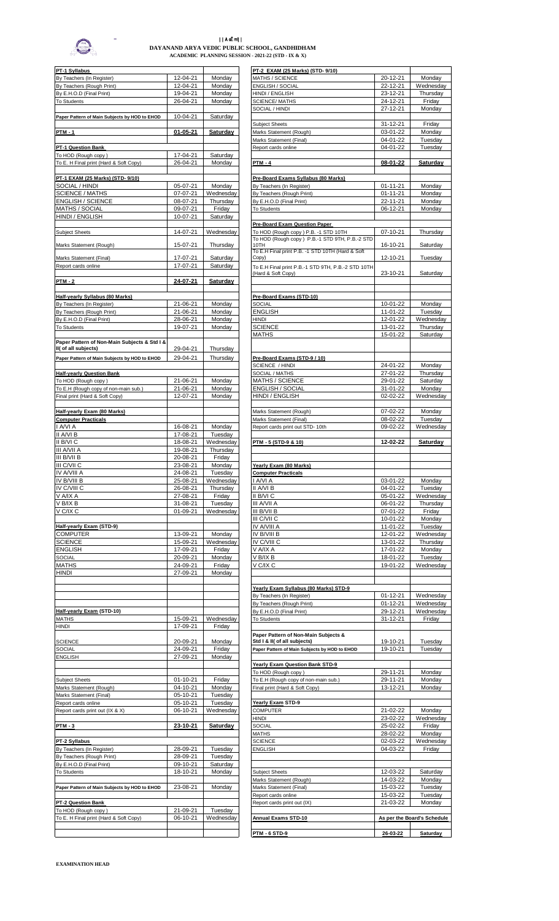**|| A... ||**

**DAYANAND ARYA VEDIC PUBLIC SCHOOL, GANDHIDHAM**

**ACADEMIC PLANNING SESSION - 2021-22 (STD - IX & X)**

| | | |
|---|---|---|
| **PT-1 Syllabus** | | |
| By Teachers (In Register) | 12-04-21 | Monday |
| By Teachers (Rough Print) | 12-04-21 | Monday |
| By E.H.O.D (Final Print) | 19-04-21 | Monday |
| To Students | 26-04-21 | Monday |
| | | |
| **Paper Pattern of Main Subjects by HOD to EHOD** | 10-04-21 | Saturday |
| | | |
| **PTM - 1** | **01-05-21** | **Saturday** |
| | | |
| **PT-1 Question Bank** | | |
| To HOD (Rough copy ) | 17-04-21 | Saturday |
| To E. H Final print (Hard & Soft Copy) | 26-04-21 | Monday |
| | | |
| **PT-1 EXAM (25 Marks) (STD- 9/10)** | | |
| SOCIAL / HINDI | 05-07-21 | Monday |
| SCIENCE / MATHS | 07-07-21 | Wednesday |
| ENGLISH / SCIENCE | 08-07-21 | Thursday |
| MATHS / SOCIAL | 09-07-21 | Friday |
| HINDI / ENGLISH | 10-07-21 | Saturday |
| | | |
| Subject Sheets | 14-07-21 | Wednesday |
| Marks Statement (Rough) | 15-07-21 | Thursday |
| Marks Statement (Final) | 17-07-21 | Saturday |
| Report cards online | 17-07-21 | Saturday |
| | | |
| **PTM - 2** | **24-07-21** | **Saturday** |
| | | |
| **Half-yearly Syllabus (80 Marks)** | | |
| By Teachers (In Register) | 21-06-21 | Monday |
| By Teachers (Rough Print) | 21-06-21 | Monday |
| By E.H.O.D (Final Print) | 28-06-21 | Monday |
| To Students | 19-07-21 | Monday |
| | | |
| **Paper Pattern of Non-Main Subjects & Std I & II( of all subjects)** | 29-04-21 | Thursday |
| **Paper Pattern of Main Subjects by HOD to EHOD** | 29-04-21 | Thursday |
| | | |
| **Half-yearly Question Bank** | | |
| To HOD (Rough copy ) | 21-06-21 | Monday |
| To E.H (Rough copy of non-main sub.) | 21-06-21 | Monday |
| Final print (Hard & Soft Copy) | 12-07-21 | Monday |
| | | |
| **Half-yearly Exam (80 Marks)** | | |
| **Computer Practicals** | | |
| I A/VI A | 16-08-21 | Monday |
| II A/VI B | 17-08-21 | Tuesday |
| II B/VI C | 18-08-21 | Wednesday |
| III A/VII A | 19-08-21 | Thursday |
| III B/VII B | 20-08-21 | Friday |
| III C/VII C | 23-08-21 | Monday |
| IV A/VIII A | 24-08-21 | Tuesday |
| IV B/VIII B | 25-08-21 | Wednesday |
| IV C/VIII C | 26-08-21 | Thursday |
| V A/IX A | 27-08-21 | Friday |
| V B/IX B | 31-08-21 | Tuesday |
| V C/IX C | 01-09-21 | Wednesday |
| | | |
| **Half-yearly Exam (STD-9)** | | |
| COMPUTER | 13-09-21 | Monday |
| SCIENCE | 15-09-21 | Wednesday |
| ENGLISH | 17-09-21 | Friday |
| SOCIAL | 20-09-21 | Monday |
| MATHS | 24-09-21 | Friday |
| HINDI | 27-09-21 | Monday |
| | | |
| **Half-yearly Exam (STD-10)** | | |
| MATHS | 15-09-21 | Wednesday |
| HINDI | 17-09-21 | Friday |
| SCIENCE | 20-09-21 | Monday |
| SOCIAL | 24-09-21 | Friday |
| ENGLISH | 27-09-21 | Monday |
| | | |
| Subject Sheets | 01-10-21 | Friday |
| Marks Statement (Rough) | 04-10-21 | Monday |
| Marks Statement (Final) | 05-10-21 | Tuesday |
| Report cards online | 05-10-21 | Tuesday |
| Report cards print out (IX & X) | 06-10-21 | Wednesday |
| | | |
| **PTM - 3** | **23-10-21** | **Saturday** |
| | | |
| **PT-2 Syllabus** | | |
| By Teachers (In Register) | 28-09-21 | Tuesday |
| By Teachers (Rough Print) | 28-09-21 | Tuesday |
| By E.H.O.D (Final Print) | 09-10-21 | Saturday |
| To Students | 18-10-21 | Monday |
| | | |
| **Paper Pattern of Main Subjects by HOD to EHOD** | 23-08-21 | Monday |
| | | |
| **PT-2 Question Bank** | | |
| To HOD (Rough copy ) | 21-09-21 | Tuesday |
| To E. H Final print (Hard & Soft Copy) | 06-10-21 | Wednesday |

| | | |
|---|---|---|
| **PT-2 EXAM (25 Marks) (STD- 9/10)** | | |
| MATHS / SCIENCE | 20-12-21 | Monday |
| ENGLISH / SOCIAL | 22-12-21 | Wednesday |
| HINDI / ENGLISH | 23-12-21 | Thursday |
| SCIENCE/ MATHS | 24-12-21 | Friday |
| SOCIAL / HINDI | 27-12-21 | Monday |
| | | |
| Subject Sheets | 31-12-21 | Friday |
| Marks Statement (Rough) | 03-01-22 | Monday |
| Marks Statement (Final) | 04-01-22 | Tuesday |
| Report cards online | 04-01-22 | Tuesday |
| | | |
| **PTM - 4** | **08-01-22** | **Saturday** |
| | | |
| **Pre-Board Exams Syllabus (80 Marks)** | | |
| By Teachers (In Register) | 01-11-21 | Monday |
| By Teachers (Rough Print) | 01-11-21 | Monday |
| By E.H.O.D (Final Print) | 22-11-21 | Monday |
| To Students | 06-12-21 | Monday |
| | | |
| **Pre-Board Exam Question Paper** | | |
| To HOD (Rough copy ) P.B. -1 STD 10TH | 07-10-21 | Thursday |
| To HOD (Rough copy ) P.B.-1 STD 9TH, P.B.-2 STD 10TH | 16-10-21 | Saturday |
| To E.H Final print P.B. -1 STD 10TH (Hard & Soft Copy) | 12-10-21 | Tuesday |
| To E.H Final print P.B.-1 STD 9TH, P.B.-2 STD 10TH (Hard & Soft Copy) | 23-10-21 | Saturday |
| | | |
| **Pre-Board Exams (STD-10)** | | |
| SOCIAL | 10-01-22 | Monday |
| ENGLISH | 11-01-22 | Tuesday |
| HINDI | 12-01-22 | Wednesday |
| SCIENCE | 13-01-22 | Thursday |
| MATHS | 15-01-22 | Saturday |
| | | |
| **Pre-Board Exams (STD-9 / 10)** | | |
| SCIENCE / HINDI | 24-01-22 | Monday |
| SOCIAL / MATHS | 27-01-22 | Thursday |
| MATHS / SCIENCE | 29-01-22 | Saturday |
| ENGLISH / SOCIAL | 31-01-22 | Monday |
| HINDI / ENGLISH | 02-02-22 | Wednesday |
| | | |
| Marks Statement (Rough) | 07-02-22 | Monday |
| Marks Statement (Final) | 08-02-22 | Tuesday |
| Report cards print out STD- 10th | 09-02-22 | Wednesday |
| | | |
| **PTM - 5 (STD-9 & 10)** | **12-02-22** | **Saturday** |
| | | |
| **Yearly Exam (80 Marks)** | | |
| **Computer Practicals** | | |
| I A/VI A | 03-01-22 | Monday |
| II A/VI B | 04-01-22 | Tuesday |
| II B/VI C | 05-01-22 | Wednesday |
| III A/VII A | 06-01-22 | Thursday |
| III B/VII B | 07-01-22 | Friday |
| III C/VII C | 10-01-22 | Monday |
| IV A/VIII A | 11-01-22 | Tuesday |
| IV B/VIII B | 12-01-22 | Wednesday |
| IV C/VIII C | 13-01-22 | Thursday |
| V A/IX A | 17-01-22 | Monday |
| V B/IX B | 18-01-22 | Tuesday |
| V C/IX C | 19-01-22 | Wednesday |
| | | |
| **Yearly Exam Syllabus (80 Marks) STD-9** | | |
| By Teachers (In Register) | 01-12-21 | Wednesday |
| By Teachers (Rough Print) | 01-12-21 | Wednesday |
| By E.H.O.D (Final Print) | 29-12-21 | Wednesday |
| To Students | 31-12-21 | Friday |
| | | |
| **Paper Pattern of Non-Main Subjects & Std I & II( of all subjects)** | 19-10-21 | Tuesday |
| **Paper Pattern of Main Subjects by HOD to EHOD** | 19-10-21 | Tuesday |
| | | |
| **Yearly Exam Question Bank STD-9** | | |
| To HOD (Rough copy ) | 29-11-21 | Monday |
| To E.H (Rough copy of non-main sub.) | 29-11-21 | Monday |
| Final print (Hard & Soft Copy) | 13-12-21 | Monday |
| | | |
| **Yearly Exam STD-9** | | |
| COMPUTER | 21-02-22 | Monday |
| HINDI | 23-02-22 | Wednesday |
| SOCIAL | 25-02-22 | Friday |
| MATHS | 28-02-22 | Monday |
| SCIENCE | 02-03-22 | Wednesday |
| ENGLISH | 04-03-22 | Friday |
| | | |
| Subject Sheets | 12-03-22 | Saturday |
| Marks Statement (Rough) | 14-03-22 | Monday |
| Marks Statement (Final) | 15-03-22 | Tuesday |
| Report cards online | 15-03-22 | Tuesday |
| Report cards print out (IX) | 21-03-22 | Monday |
| | | |
| **Annual Exams STD-10** | **As per the Board's Schedule** | |
| | | |
| **PTM - 6 STD-9** | **26-03-22** | **Saturday** |

**EXAMINATION HEAD**